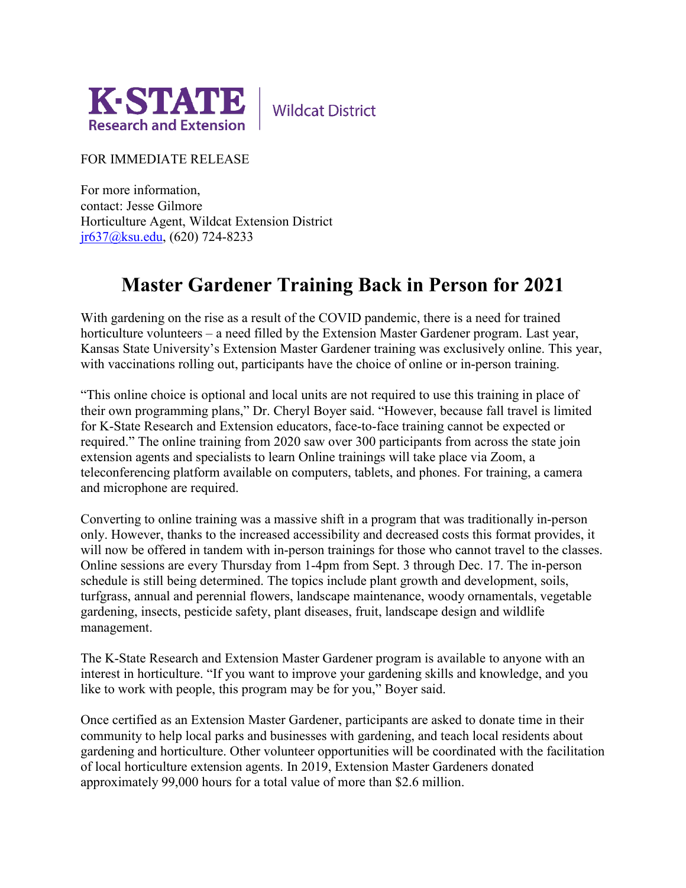K·STATE Research and Extension | Wildcat District

FOR IMMEDIATE RELEASE

For more information,
contact: Jesse Gilmore
Horticulture Agent, Wildcat Extension District
jr637@ksu.edu, (620) 724-8233

# Master Gardener Training Back in Person for 2021

With gardening on the rise as a result of the COVID pandemic, there is a need for trained horticulture volunteers – a need filled by the Extension Master Gardener program. Last year, Kansas State University's Extension Master Gardener training was exclusively online. This year, with vaccinations rolling out, participants have the choice of online or in-person training.

"This online choice is optional and local units are not required to use this training in place of their own programming plans," Dr. Cheryl Boyer said. "However, because fall travel is limited for K-State Research and Extension educators, face-to-face training cannot be expected or required." The online training from 2020 saw over 300 participants from across the state join extension agents and specialists to learn Online trainings will take place via Zoom, a teleconferencing platform available on computers, tablets, and phones. For training, a camera and microphone are required.

Converting to online training was a massive shift in a program that was traditionally in-person only. However, thanks to the increased accessibility and decreased costs this format provides, it will now be offered in tandem with in-person trainings for those who cannot travel to the classes. Online sessions are every Thursday from 1-4pm from Sept. 3 through Dec. 17. The in-person schedule is still being determined. The topics include plant growth and development, soils, turfgrass, annual and perennial flowers, landscape maintenance, woody ornamentals, vegetable gardening, insects, pesticide safety, plant diseases, fruit, landscape design and wildlife management.

The K-State Research and Extension Master Gardener program is available to anyone with an interest in horticulture. "If you want to improve your gardening skills and knowledge, and you like to work with people, this program may be for you," Boyer said.

Once certified as an Extension Master Gardener, participants are asked to donate time in their community to help local parks and businesses with gardening, and teach local residents about gardening and horticulture. Other volunteer opportunities will be coordinated with the facilitation of local horticulture extension agents. In 2019, Extension Master Gardeners donated approximately 99,000 hours for a total value of more than $2.6 million.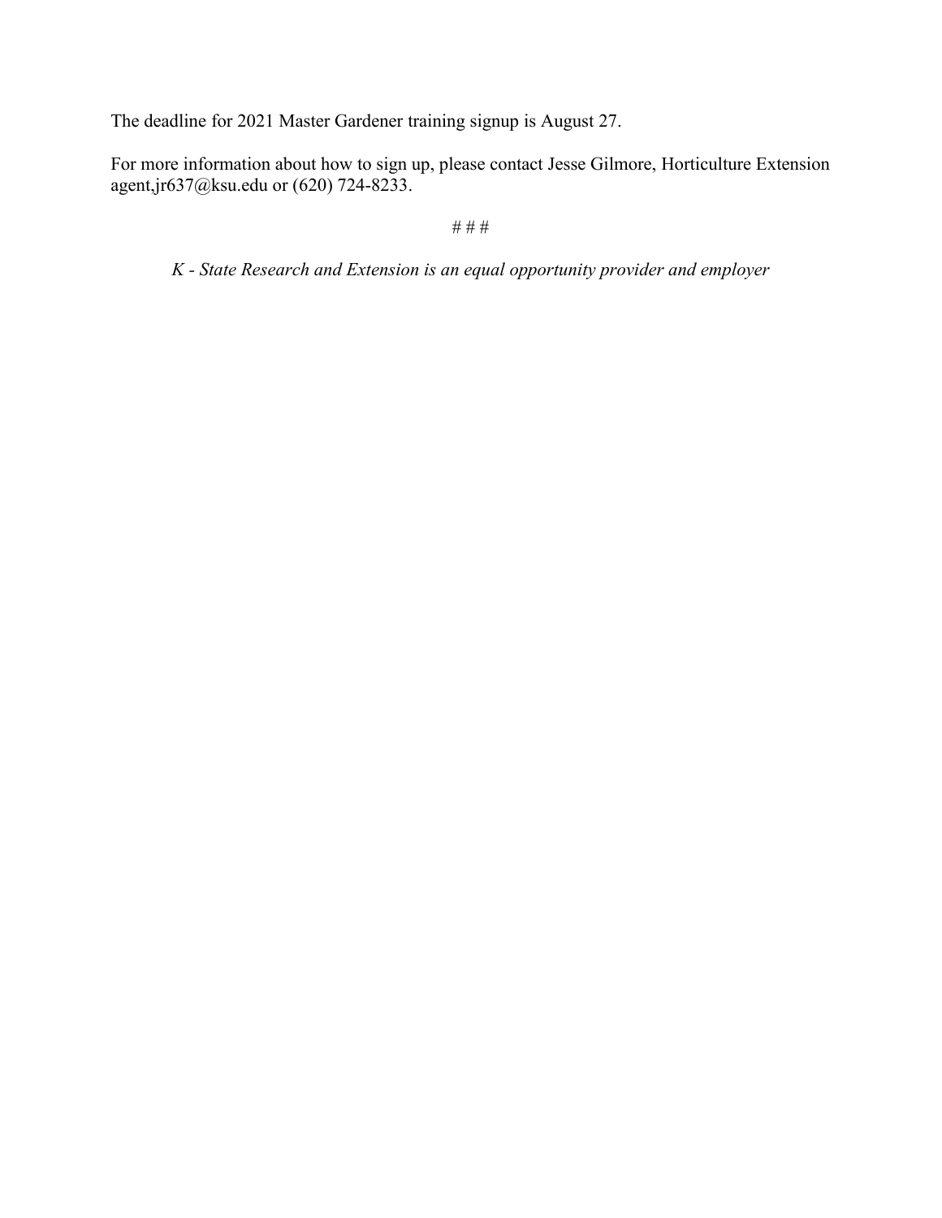The deadline for 2021 Master Gardener training signup is August 27.

For more information about how to sign up, please contact Jesse Gilmore, Horticulture Extension agent,jr637@ksu.edu or (620) 724-8233.

# # #

*K - State Research and Extension is an equal opportunity provider and employer*